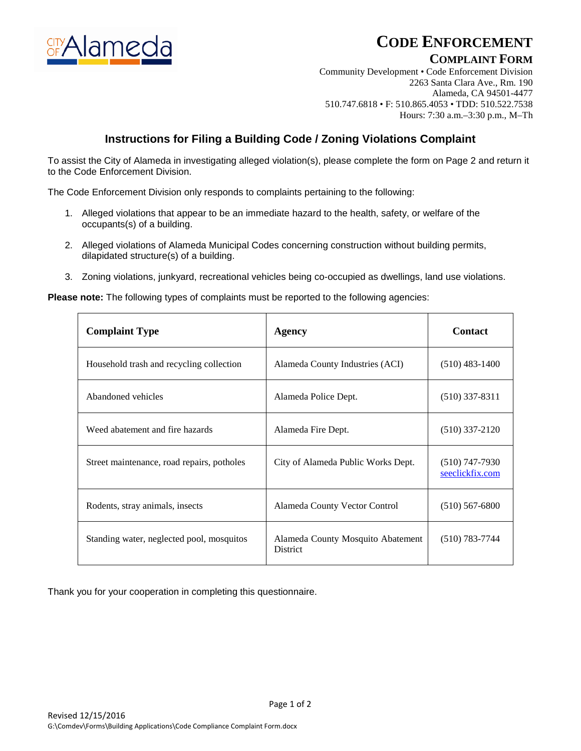# CODE ENFORCEMENT

## COMPLAINT FORM

Community Development • Code Enforcement Division
2263 Santa Clara Ave., Rm. 190
Alameda, CA 94501-4477
510.747.6818 • F: 510.865.4053 • TDD: 510.522.7538
Hours: 7:30 a.m.–3:30 p.m., M–Th

## Instructions for Filing a Building Code / Zoning Violations Complaint

To assist the City of Alameda in investigating alleged violation(s), please complete the form on Page 2 and return it to the Code Enforcement Division.

The Code Enforcement Division only responds to complaints pertaining to the following:

1. Alleged violations that appear to be an immediate hazard to the health, safety, or welfare of the occupants(s) of a building.
2. Alleged violations of Alameda Municipal Codes concerning construction without building permits, dilapidated structure(s) of a building.
3. Zoning violations, junkyard, recreational vehicles being co-occupied as dwellings, land use violations.

**Please note:** The following types of complaints must be reported to the following agencies:

| Complaint Type | Agency | Contact |
|---|---|---|
| Household trash and recycling collection | Alameda County Industries (ACI) | (510) 483-1400 |
| Abandoned vehicles | Alameda Police Dept. | (510) 337-8311 |
| Weed abatement and fire hazards | Alameda Fire Dept. | (510) 337-2120 |
| Street maintenance, road repairs, potholes | City of Alameda Public Works Dept. | (510) 747-7930 seeclickfix.com |
| Rodents, stray animals, insects | Alameda County Vector Control | (510) 567-6800 |
| Standing water, neglected pool, mosquitos | Alameda County Mosquito Abatement District | (510) 783-7744 |

Thank you for your cooperation in completing this questionnaire.

Revised 12/15/2016
G:\Comdev\Forms\Building Applications\Code Compliance Complaint Form.docx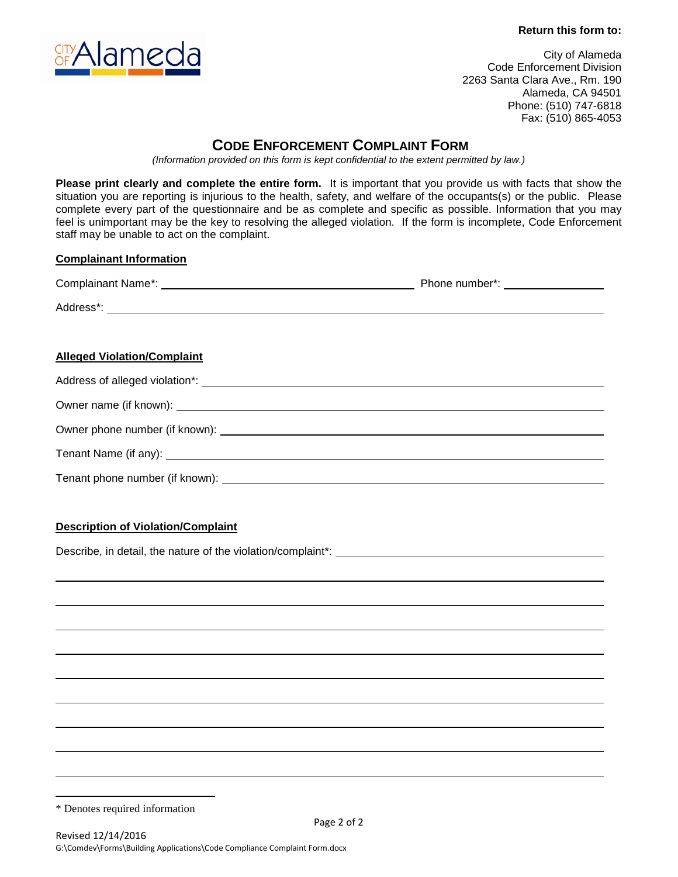**Return this form to:**

City of Alameda
Code Enforcement Division
2263 Santa Clara Ave., Rm. 190
Alameda, CA 94501
Phone: (510) 747-6818
Fax: (510) 865-4053

# CODE ENFORCEMENT COMPLAINT FORM

*(Information provided on this form is kept confidential to the extent permitted by law.)*

**Please print clearly and complete the entire form.** It is important that you provide us with facts that show the situation you are reporting is injurious to the health, safety, and welfare of the occupants(s) or the public. Please complete every part of the questionnaire and be as complete and specific as possible. Information that you may feel is unimportant may be the key to resolving the alleged violation. If the form is incomplete, Code Enforcement staff may be unable to act on the complaint.

## Complainant Information

Complainant Name*: ______________________________ Phone number*: ______________

Address*: ____________________________________________________________

## Alleged Violation/Complaint

Address of alleged violation*: ____________________________________________

Owner name (if known): ___________________________________________________

Owner phone number (if known): ___________________________________________

Tenant Name (if any): ____________________________________________________

Tenant phone number (if known): ___________________________________________

## Description of Violation/Complaint

Describe, in detail, the nature of the violation/complaint*: __________________________

______________________________________________________________________

______________________________________________________________________

______________________________________________________________________

______________________________________________________________________

______________________________________________________________________

______________________________________________________________________

______________________________________________________________________

______________________________________________________________________

______________________________________________________________________

* Denotes required information

Revised 12/14/2016
G:\Comdev\Forms\Building Applications\Code Compliance Complaint Form.docx